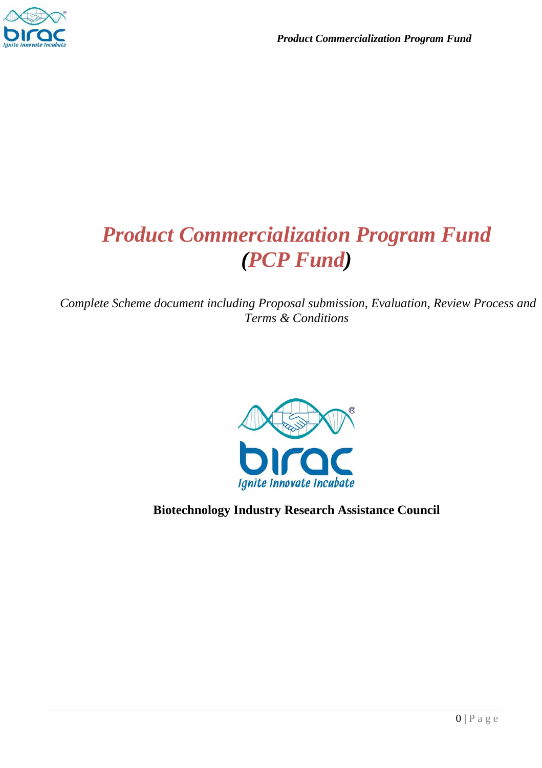# *Product Commercialization Program Fund (PCP Fund)*

*Complete Scheme document including Proposal submission, Evaluation, Review Process and Terms & Conditions*

**Biotechnology Industry Research Assistance Council**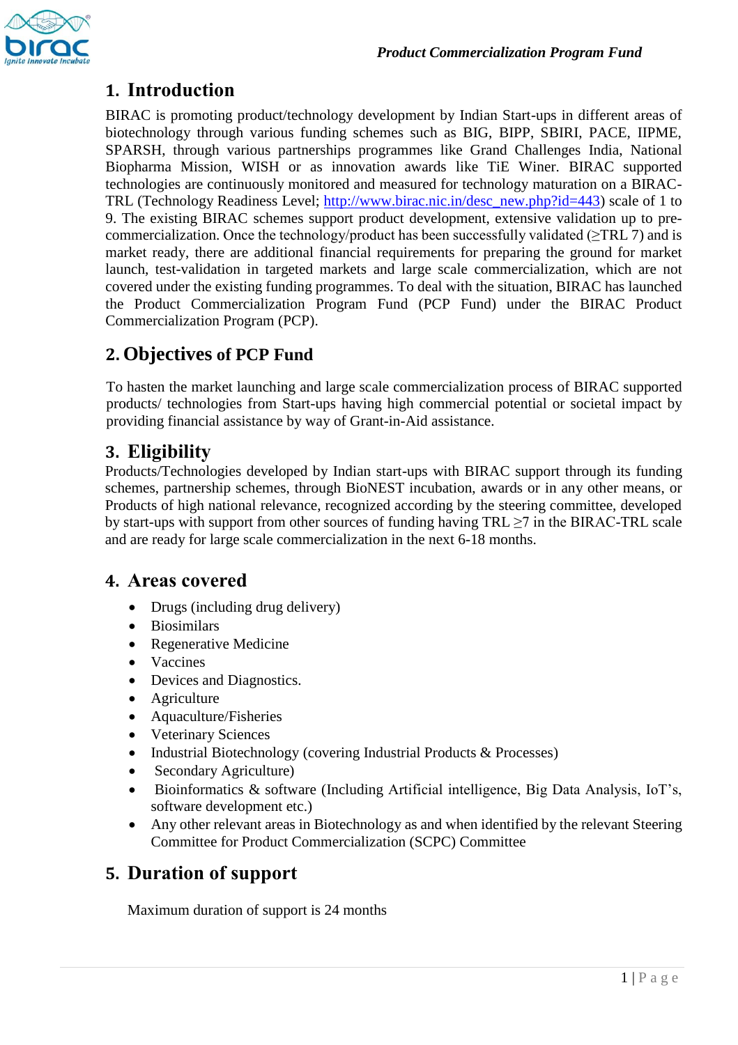## 1. Introduction

BIRAC is promoting product/technology development by Indian Start-ups in different areas of biotechnology through various funding schemes such as BIG, BIPP, SBIRI, PACE, IIPME, SPARSH, through various partnerships programmes like Grand Challenges India, National Biopharma Mission, WISH or as innovation awards like TiE Winer. BIRAC supported technologies are continuously monitored and measured for technology maturation on a BIRAC-TRL (Technology Readiness Level; [http://www.birac.nic.in/desc_new.php?id=443](http://www.birac.nic.in/desc_new.php?id=443)) scale of 1 to 9. The existing BIRAC schemes support product development, extensive validation up to pre-commercialization. Once the technology/product has been successfully validated (≥TRL 7) and is market ready, there are additional financial requirements for preparing the ground for market launch, test-validation in targeted markets and large scale commercialization, which are not covered under the existing funding programmes. To deal with the situation, BIRAC has launched the Product Commercialization Program Fund (PCP Fund) under the BIRAC Product Commercialization Program (PCP).

## 2. Objectives of PCP Fund

To hasten the market launching and large scale commercialization process of BIRAC supported products/ technologies from Start-ups having high commercial potential or societal impact by providing financial assistance by way of Grant-in-Aid assistance.

## 3. Eligibility

Products/Technologies developed by Indian start-ups with BIRAC support through its funding schemes, partnership schemes, through BioNEST incubation, awards or in any other means, or Products of high national relevance, recognized according by the steering committee, developed by start-ups with support from other sources of funding having TRL ≥7 in the BIRAC-TRL scale and are ready for large scale commercialization in the next 6-18 months.

## 4. Areas covered

- Drugs (including drug delivery)
- Biosimilars
- Regenerative Medicine
- Vaccines
- Devices and Diagnostics.
- Agriculture
- Aquaculture/Fisheries
- Veterinary Sciences
- Industrial Biotechnology (covering Industrial Products & Processes)
- Secondary Agriculture)
- Bioinformatics & software (Including Artificial intelligence, Big Data Analysis, IoT's, software development etc.)
- Any other relevant areas in Biotechnology as and when identified by the relevant Steering Committee for Product Commercialization (SCPC) Committee

## 5. Duration of support

Maximum duration of support is 24 months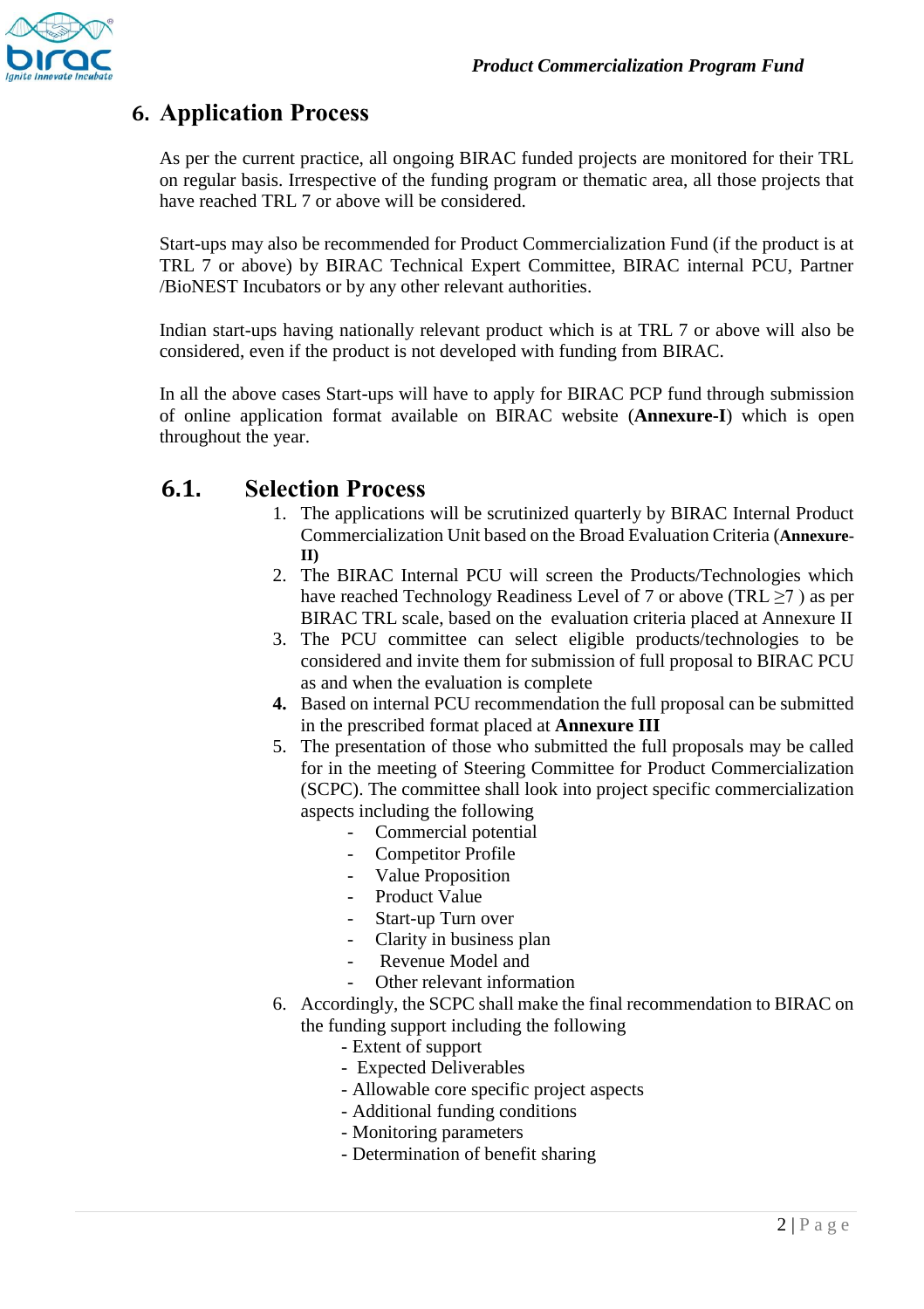## 6. Application Process

As per the current practice, all ongoing BIRAC funded projects are monitored for their TRL on regular basis. Irrespective of the funding program or thematic area, all those projects that have reached TRL 7 or above will be considered.

Start-ups may also be recommended for Product Commercialization Fund (if the product is at TRL 7 or above) by BIRAC Technical Expert Committee, BIRAC internal PCU, Partner /BioNEST Incubators or by any other relevant authorities.

Indian start-ups having nationally relevant product which is at TRL 7 or above will also be considered, even if the product is not developed with funding from BIRAC.

In all the above cases Start-ups will have to apply for BIRAC PCP fund through submission of online application format available on BIRAC website (**Annexure-I**) which is open throughout the year.

### 6.1. Selection Process

1. The applications will be scrutinized quarterly by BIRAC Internal Product Commercialization Unit based on the Broad Evaluation Criteria (**Annexure-II)**
2. The BIRAC Internal PCU will screen the Products/Technologies which have reached Technology Readiness Level of 7 or above (TRL $\geq$7 ) as per BIRAC TRL scale, based on the evaluation criteria placed at Annexure II
3. The PCU committee can select eligible products/technologies to be considered and invite them for submission of full proposal to BIRAC PCU as and when the evaluation is complete
4. Based on internal PCU recommendation the full proposal can be submitted in the prescribed format placed at **Annexure III**
5. The presentation of those who submitted the full proposals may be called for in the meeting of Steering Committee for Product Commercialization (SCPC). The committee shall look into project specific commercialization aspects including the following
   - Commercial potential
   - Competitor Profile
   - Value Proposition
   - Product Value
   - Start-up Turn over
   - Clarity in business plan
   - Revenue Model and
   - Other relevant information
6. Accordingly, the SCPC shall make the final recommendation to BIRAC on the funding support including the following
   - Extent of support
   - Expected Deliverables
   - Allowable core specific project aspects
   - Additional funding conditions
   - Monitoring parameters
   - Determination of benefit sharing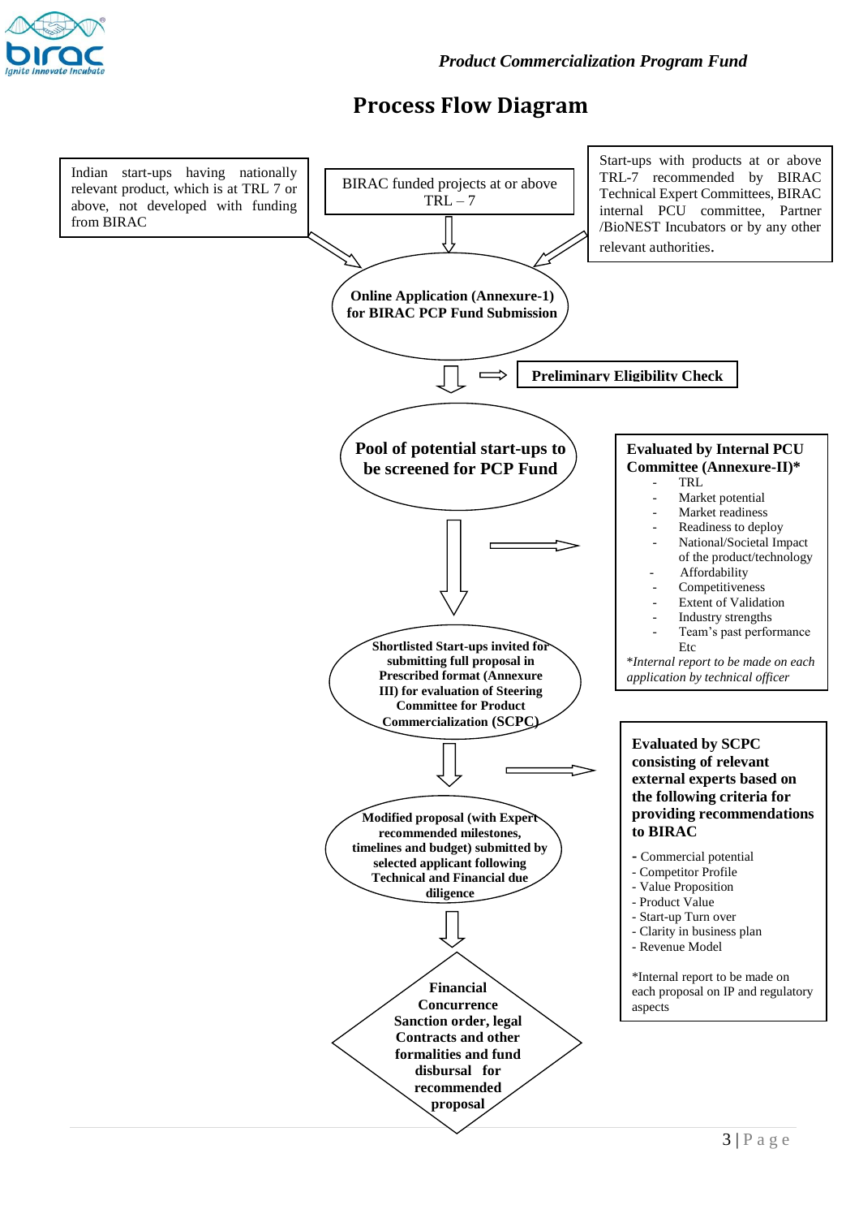# Process Flow Diagram

Indian start-ups having nationally relevant product, which is at TRL 7 or above, not developed with funding from BIRAC

BIRAC funded projects at or above TRL – 7

Start-ups with products at or above TRL-7 recommended by BIRAC Technical Expert Committees, BIRAC internal PCU committee, Partner /BioNEST Incubators or by any other relevant authorities.

**Online Application (Annexure-1) for BIRAC PCP Fund Submission**

**Preliminary Eligibility Check**

**Pool of potential start-ups to be screened for PCP Fund**

**Evaluated by Internal PCU Committee (Annexure-II)\***

- TRL
- Market potential
- Market readiness
- Readiness to deploy
- National/Societal Impact of the product/technology
- Affordability
- Competitiveness
- Extent of Validation
- Industry strengths
- Team's past performance
- Etc

*\*Internal report to be made on each application by technical officer*

**Shortlisted Start-ups invited for submitting full proposal in Prescribed format (Annexure III) for evaluation of Steering Committee for Product Commercialization (SCPC)**

**Evaluated by SCPC consisting of relevant external experts based on the following criteria for providing recommendations to BIRAC**

- Commercial potential
- Competitor Profile
- Value Proposition
- Product Value
- Start-up Turn over
- Clarity in business plan
- Revenue Model

\*Internal report to be made on each proposal on IP and regulatory aspects

**Modified proposal (with Expert recommended milestones, timelines and budget) submitted by selected applicant following Technical and Financial due diligence**

**Financial Concurrence Sanction order, legal Contracts and other formalities and fund disbursal for recommended proposal**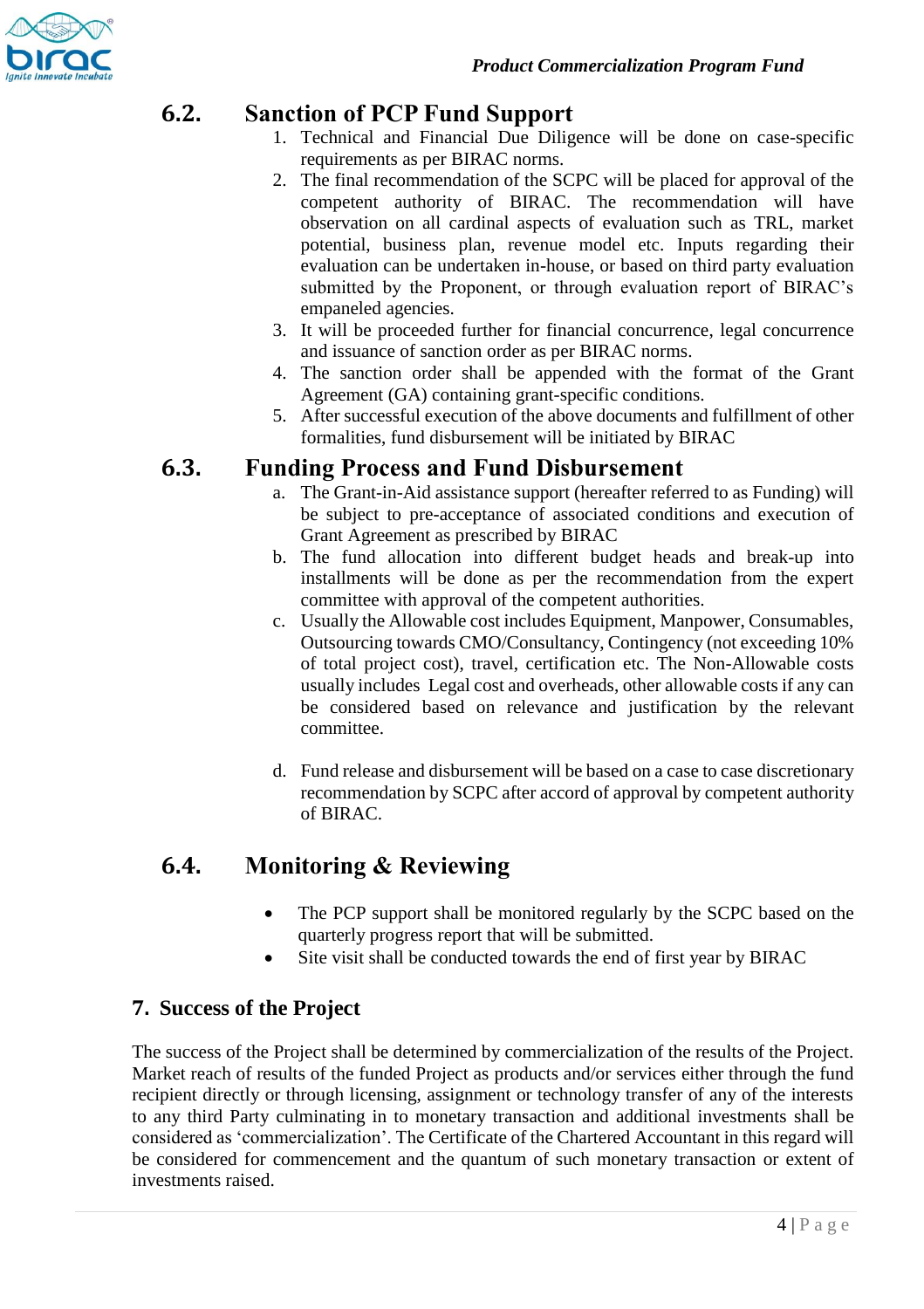## 6.2. Sanction of PCP Fund Support

1. Technical and Financial Due Diligence will be done on case-specific requirements as per BIRAC norms.
2. The final recommendation of the SCPC will be placed for approval of the competent authority of BIRAC. The recommendation will have observation on all cardinal aspects of evaluation such as TRL, market potential, business plan, revenue model etc. Inputs regarding their evaluation can be undertaken in-house, or based on third party evaluation submitted by the Proponent, or through evaluation report of BIRAC's empaneled agencies.
3. It will be proceeded further for financial concurrence, legal concurrence and issuance of sanction order as per BIRAC norms.
4. The sanction order shall be appended with the format of the Grant Agreement (GA) containing grant-specific conditions.
5. After successful execution of the above documents and fulfillment of other formalities, fund disbursement will be initiated by BIRAC

## 6.3. Funding Process and Fund Disbursement

a. The Grant-in-Aid assistance support (hereafter referred to as Funding) will be subject to pre-acceptance of associated conditions and execution of Grant Agreement as prescribed by BIRAC

b. The fund allocation into different budget heads and break-up into installments will be done as per the recommendation from the expert committee with approval of the competent authorities.

c. Usually the Allowable cost includes Equipment, Manpower, Consumables, Outsourcing towards CMO/Consultancy, Contingency (not exceeding 10% of total project cost), travel, certification etc. The Non-Allowable costs usually includes Legal cost and overheads, other allowable costs if any can be considered based on relevance and justification by the relevant committee.

d. Fund release and disbursement will be based on a case to case discretionary recommendation by SCPC after accord of approval by competent authority of BIRAC.

## 6.4. Monitoring & Reviewing

- The PCP support shall be monitored regularly by the SCPC based on the quarterly progress report that will be submitted.
- Site visit shall be conducted towards the end of first year by BIRAC

# 7. Success of the Project

The success of the Project shall be determined by commercialization of the results of the Project. Market reach of results of the funded Project as products and/or services either through the fund recipient directly or through licensing, assignment or technology transfer of any of the interests to any third Party culminating in to monetary transaction and additional investments shall be considered as 'commercialization'. The Certificate of the Chartered Accountant in this regard will be considered for commencement and the quantum of such monetary transaction or extent of investments raised.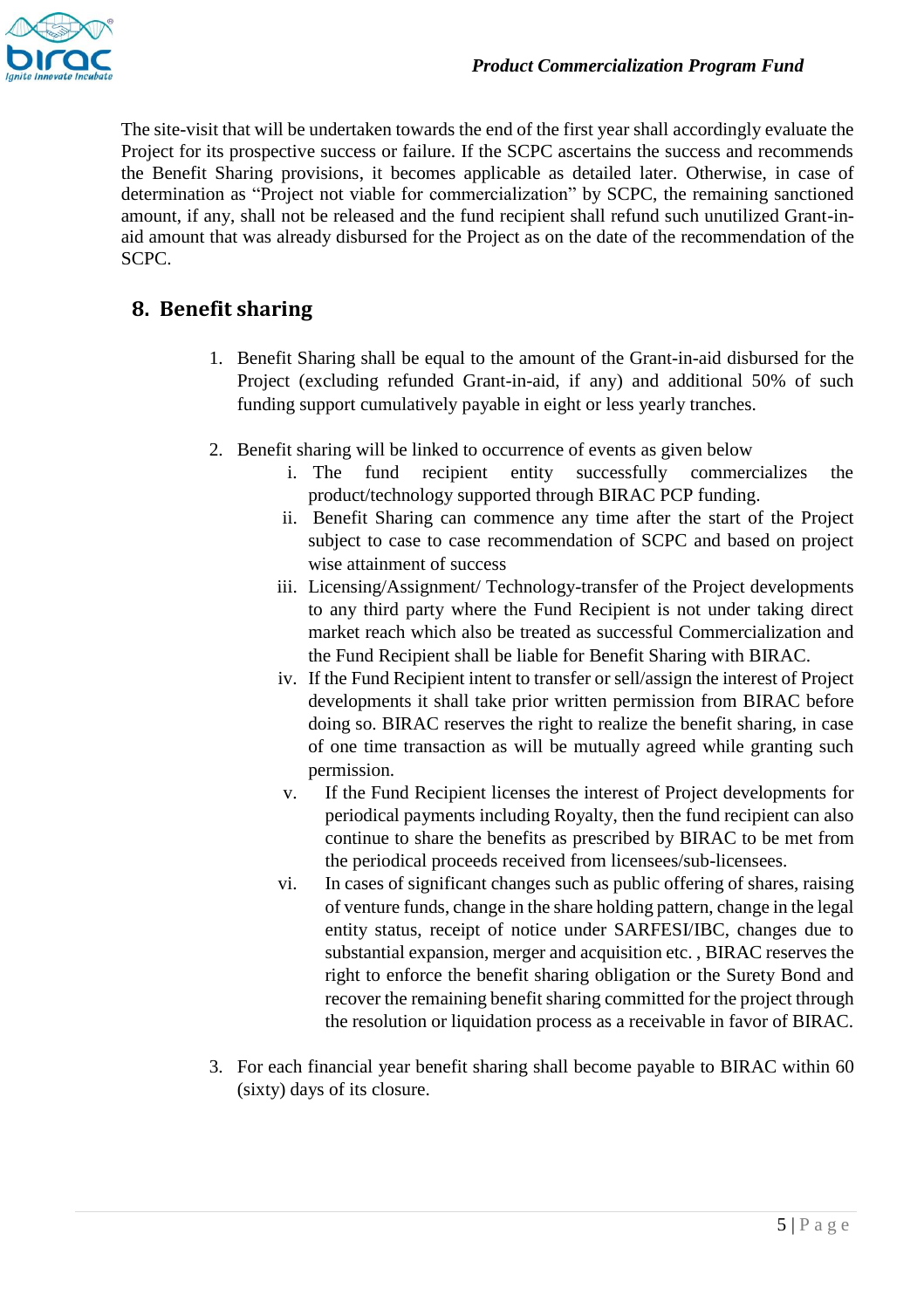The site-visit that will be undertaken towards the end of the first year shall accordingly evaluate the Project for its prospective success or failure. If the SCPC ascertains the success and recommends the Benefit Sharing provisions, it becomes applicable as detailed later. Otherwise, in case of determination as "Project not viable for commercialization" by SCPC, the remaining sanctioned amount, if any, shall not be released and the fund recipient shall refund such unutilized Grant-in-aid amount that was already disbursed for the Project as on the date of the recommendation of the SCPC.

## 8. Benefit sharing

1. Benefit Sharing shall be equal to the amount of the Grant-in-aid disbursed for the Project (excluding refunded Grant-in-aid, if any) and additional 50% of such funding support cumulatively payable in eight or less yearly tranches.

2. Benefit sharing will be linked to occurrence of events as given below
   i. The fund recipient entity successfully commercializes the product/technology supported through BIRAC PCP funding.
   ii. Benefit Sharing can commence any time after the start of the Project subject to case to case recommendation of SCPC and based on project wise attainment of success
   iii. Licensing/Assignment/ Technology-transfer of the Project developments to any third party where the Fund Recipient is not under taking direct market reach which also be treated as successful Commercialization and the Fund Recipient shall be liable for Benefit Sharing with BIRAC.
   iv. If the Fund Recipient intent to transfer or sell/assign the interest of Project developments it shall take prior written permission from BIRAC before doing so. BIRAC reserves the right to realize the benefit sharing, in case of one time transaction as will be mutually agreed while granting such permission.
   v. If the Fund Recipient licenses the interest of Project developments for periodical payments including Royalty, then the fund recipient can also continue to share the benefits as prescribed by BIRAC to be met from the periodical proceeds received from licensees/sub-licensees.
   vi. In cases of significant changes such as public offering of shares, raising of venture funds, change in the share holding pattern, change in the legal entity status, receipt of notice under SARFESI/IBC, changes due to substantial expansion, merger and acquisition etc. , BIRAC reserves the right to enforce the benefit sharing obligation or the Surety Bond and recover the remaining benefit sharing committed for the project through the resolution or liquidation process as a receivable in favor of BIRAC.

3. For each financial year benefit sharing shall become payable to BIRAC within 60 (sixty) days of its closure.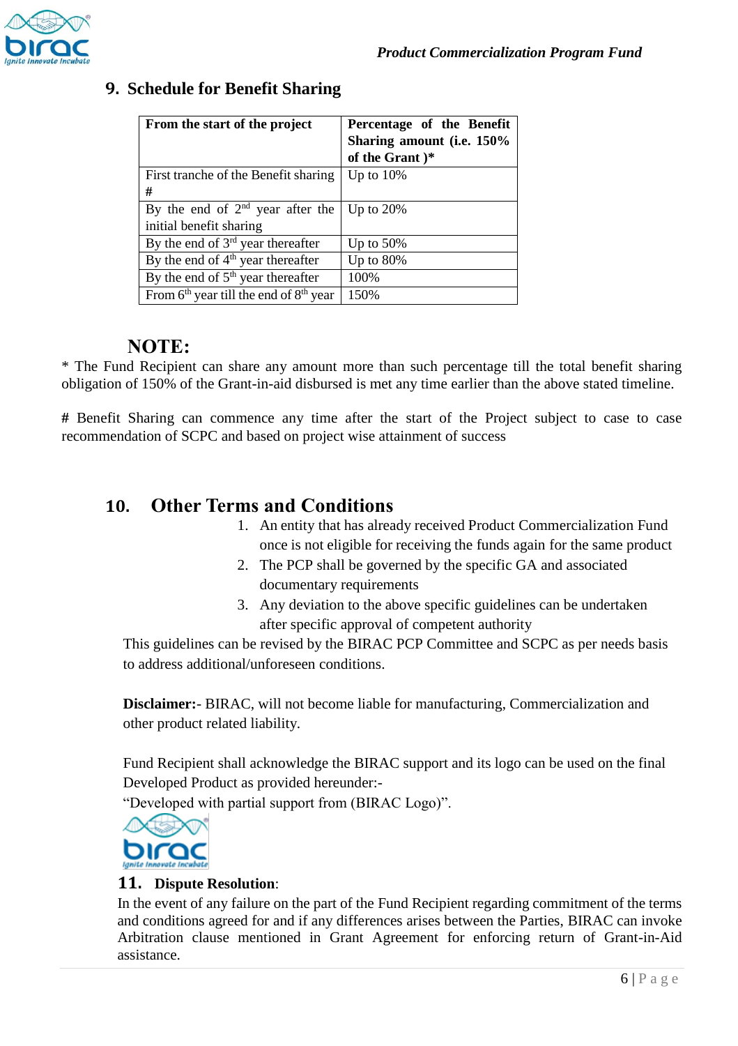## 9. Schedule for Benefit Sharing

| From the start of the project | Percentage of the Benefit Sharing amount (i.e. 150% of the Grant )* |
|---|---|
| First tranche of the Benefit sharing # | Up to 10% |
| By the end of 2nd year after the initial benefit sharing | Up to 20% |
| By the end of 3rd year thereafter | Up to 50% |
| By the end of 4th year thereafter | Up to 80% |
| By the end of 5th year thereafter | 100% |
| From 6th year till the end of 8th year | 150% |

## NOTE:

* The Fund Recipient can share any amount more than such percentage till the total benefit sharing obligation of 150% of the Grant-in-aid disbursed is met any time earlier than the above stated timeline.

# Benefit Sharing can commence any time after the start of the Project subject to case to case recommendation of SCPC and based on project wise attainment of success

## 10. Other Terms and Conditions

1. An entity that has already received Product Commercialization Fund once is not eligible for receiving the funds again for the same product
2. The PCP shall be governed by the specific GA and associated documentary requirements
3. Any deviation to the above specific guidelines can be undertaken after specific approval of competent authority

This guidelines can be revised by the BIRAC PCP Committee and SCPC as per needs basis to address additional/unforeseen conditions.

**Disclaimer:**- BIRAC, will not become liable for manufacturing, Commercialization and other product related liability.

Fund Recipient shall acknowledge the BIRAC support and its logo can be used on the final Developed Product as provided hereunder:-
"Developed with partial support from (BIRAC Logo)".

## 11. Dispute Resolution:

In the event of any failure on the part of the Fund Recipient regarding commitment of the terms and conditions agreed for and if any differences arises between the Parties, BIRAC can invoke Arbitration clause mentioned in Grant Agreement for enforcing return of Grant-in-Aid assistance.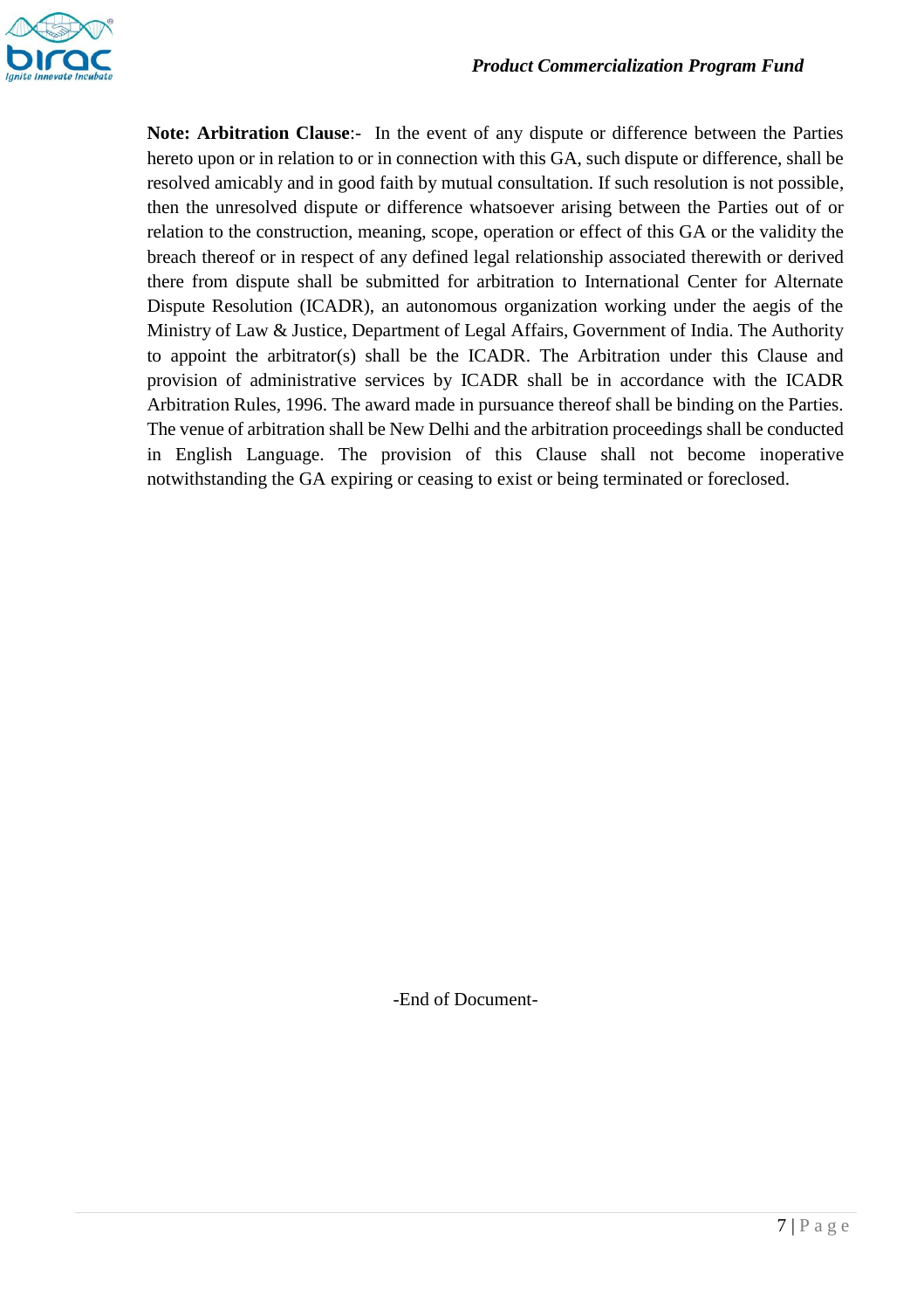**Note: Arbitration Clause**:- In the event of any dispute or difference between the Parties hereto upon or in relation to or in connection with this GA, such dispute or difference, shall be resolved amicably and in good faith by mutual consultation. If such resolution is not possible, then the unresolved dispute or difference whatsoever arising between the Parties out of or relation to the construction, meaning, scope, operation or effect of this GA or the validity the breach thereof or in respect of any defined legal relationship associated therewith or derived there from dispute shall be submitted for arbitration to International Center for Alternate Dispute Resolution (ICADR), an autonomous organization working under the aegis of the Ministry of Law & Justice, Department of Legal Affairs, Government of India. The Authority to appoint the arbitrator(s) shall be the ICADR. The Arbitration under this Clause and provision of administrative services by ICADR shall be in accordance with the ICADR Arbitration Rules, 1996. The award made in pursuance thereof shall be binding on the Parties. The venue of arbitration shall be New Delhi and the arbitration proceedings shall be conducted in English Language. The provision of this Clause shall not become inoperative notwithstanding the GA expiring or ceasing to exist or being terminated or foreclosed.

-End of Document-